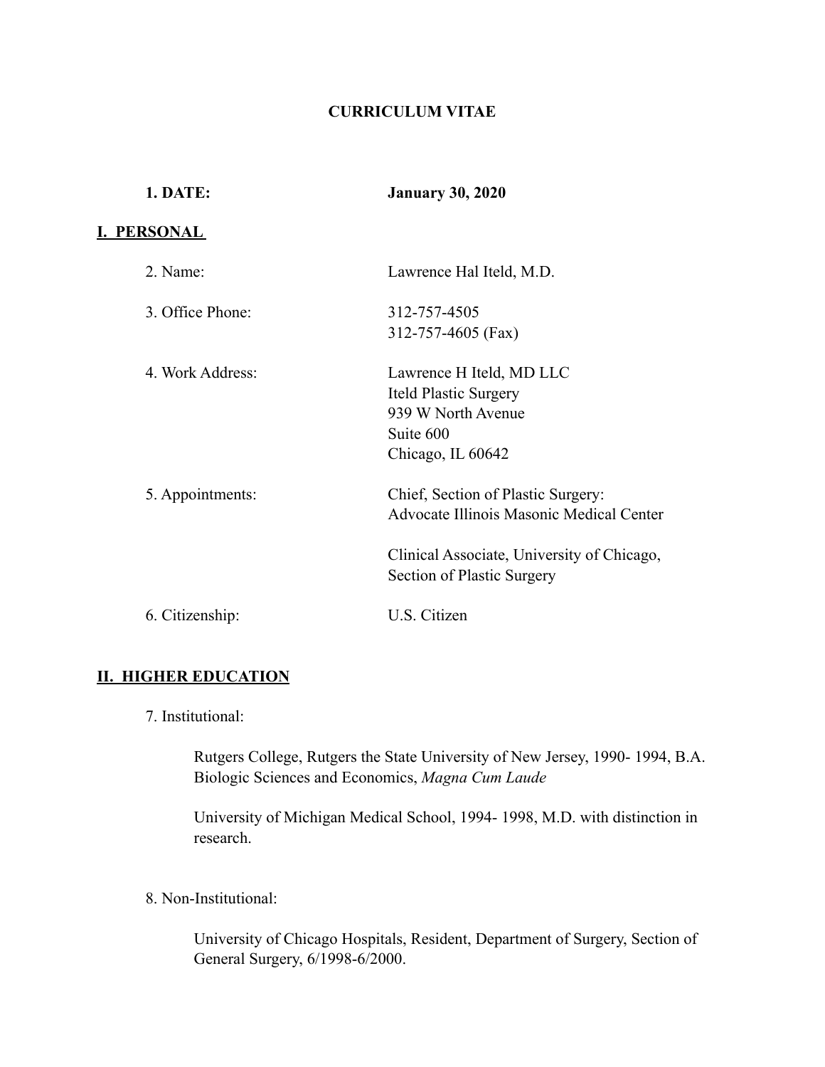# CURRICULUM VITAE

**1. DATE: January 30, 2020**

## I. PERSONAL

2. Name: Lawrence Hal Iteld, M.D.

3. Office Phone: 312-757-4505
312-757-4605 (Fax)

4. Work Address: Lawrence H Iteld, MD LLC
Iteld Plastic Surgery
939 W North Avenue
Suite 600
Chicago, IL 60642

5. Appointments: Chief, Section of Plastic Surgery:
Advocate Illinois Masonic Medical Center

Clinical Associate, University of Chicago,
Section of Plastic Surgery

6. Citizenship: U.S. Citizen

## II. HIGHER EDUCATION

7. Institutional:

Rutgers College, Rutgers the State University of New Jersey, 1990- 1994, B.A. Biologic Sciences and Economics, *Magna Cum Laude*

University of Michigan Medical School, 1994- 1998, M.D. with distinction in research.

8. Non-Institutional:

University of Chicago Hospitals, Resident, Department of Surgery, Section of General Surgery, 6/1998-6/2000.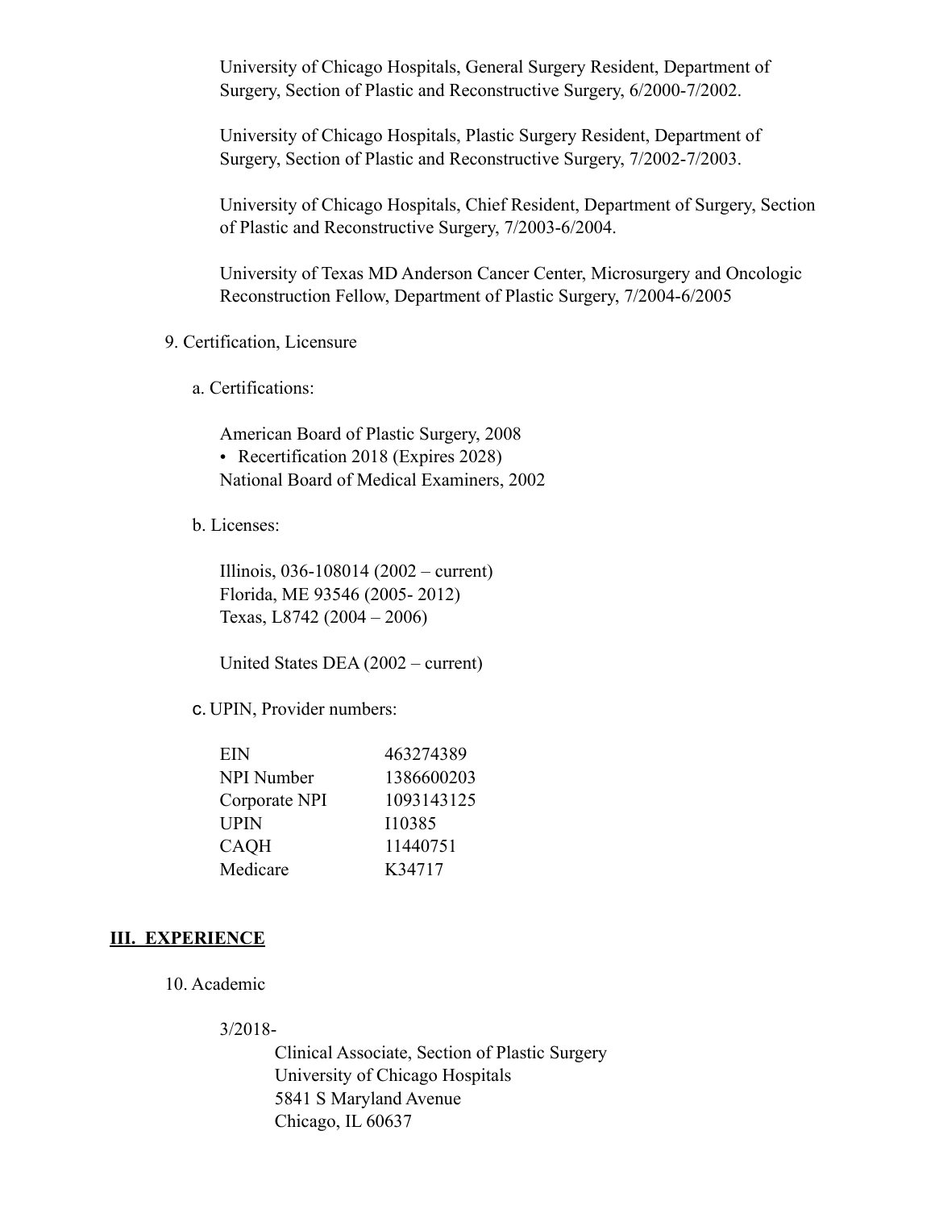University of Chicago Hospitals, General Surgery Resident, Department of Surgery, Section of Plastic and Reconstructive Surgery, 6/2000-7/2002.

University of Chicago Hospitals, Plastic Surgery Resident, Department of Surgery, Section of Plastic and Reconstructive Surgery, 7/2002-7/2003.

University of Chicago Hospitals, Chief Resident, Department of Surgery, Section of Plastic and Reconstructive Surgery, 7/2003-6/2004.

University of Texas MD Anderson Cancer Center, Microsurgery and Oncologic Reconstruction Fellow, Department of Plastic Surgery, 7/2004-6/2005

9. Certification, Licensure

a. Certifications:

American Board of Plastic Surgery, 2008
- Recertification 2018 (Expires 2028)

National Board of Medical Examiners, 2002

b. Licenses:

Illinois, 036-108014 (2002 – current)
Florida, ME 93546 (2005- 2012)
Texas, L8742 (2004 – 2006)

United States DEA (2002 – current)

c. UPIN, Provider numbers:

| | |
|---|---|
| EIN | 463274389 |
| NPI Number | 1386600203 |
| Corporate NPI | 1093143125 |
| UPIN | I10385 |
| CAQH | 11440751 |
| Medicare | K34717 |

## III. EXPERIENCE

10. Academic

3/2018-

Clinical Associate, Section of Plastic Surgery
University of Chicago Hospitals
5841 S Maryland Avenue
Chicago, IL 60637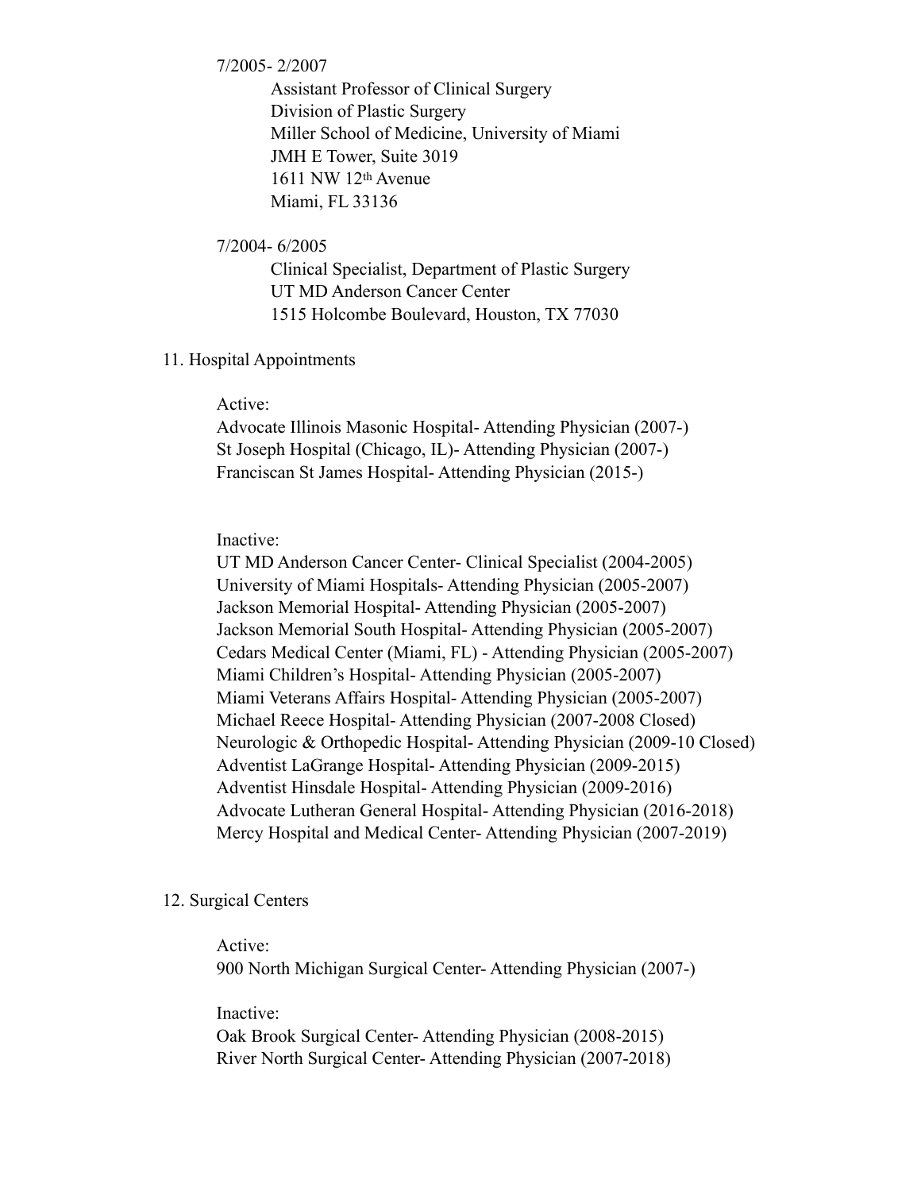7/2005- 2/2007

Assistant Professor of Clinical Surgery
Division of Plastic Surgery
Miller School of Medicine, University of Miami
JMH E Tower, Suite 3019
1611 NW 12th Avenue
Miami, FL 33136

7/2004- 6/2005

Clinical Specialist, Department of Plastic Surgery
UT MD Anderson Cancer Center
1515 Holcombe Boulevard, Houston, TX 77030

11. Hospital Appointments

Active:
Advocate Illinois Masonic Hospital- Attending Physician (2007-)
St Joseph Hospital (Chicago, IL)- Attending Physician (2007-)
Franciscan St James Hospital- Attending Physician (2015-)

Inactive:
UT MD Anderson Cancer Center- Clinical Specialist (2004-2005)
University of Miami Hospitals- Attending Physician (2005-2007)
Jackson Memorial Hospital- Attending Physician (2005-2007)
Jackson Memorial South Hospital- Attending Physician (2005-2007)
Cedars Medical Center (Miami, FL) - Attending Physician (2005-2007)
Miami Children's Hospital- Attending Physician (2005-2007)
Miami Veterans Affairs Hospital- Attending Physician (2005-2007)
Michael Reece Hospital- Attending Physician (2007-2008 Closed)
Neurologic & Orthopedic Hospital- Attending Physician (2009-10 Closed)
Adventist LaGrange Hospital- Attending Physician (2009-2015)
Adventist Hinsdale Hospital- Attending Physician (2009-2016)
Advocate Lutheran General Hospital- Attending Physician (2016-2018)
Mercy Hospital and Medical Center- Attending Physician (2007-2019)

12. Surgical Centers

Active:
900 North Michigan Surgical Center- Attending Physician (2007-)

Inactive:
Oak Brook Surgical Center- Attending Physician (2008-2015)
River North Surgical Center- Attending Physician (2007-2018)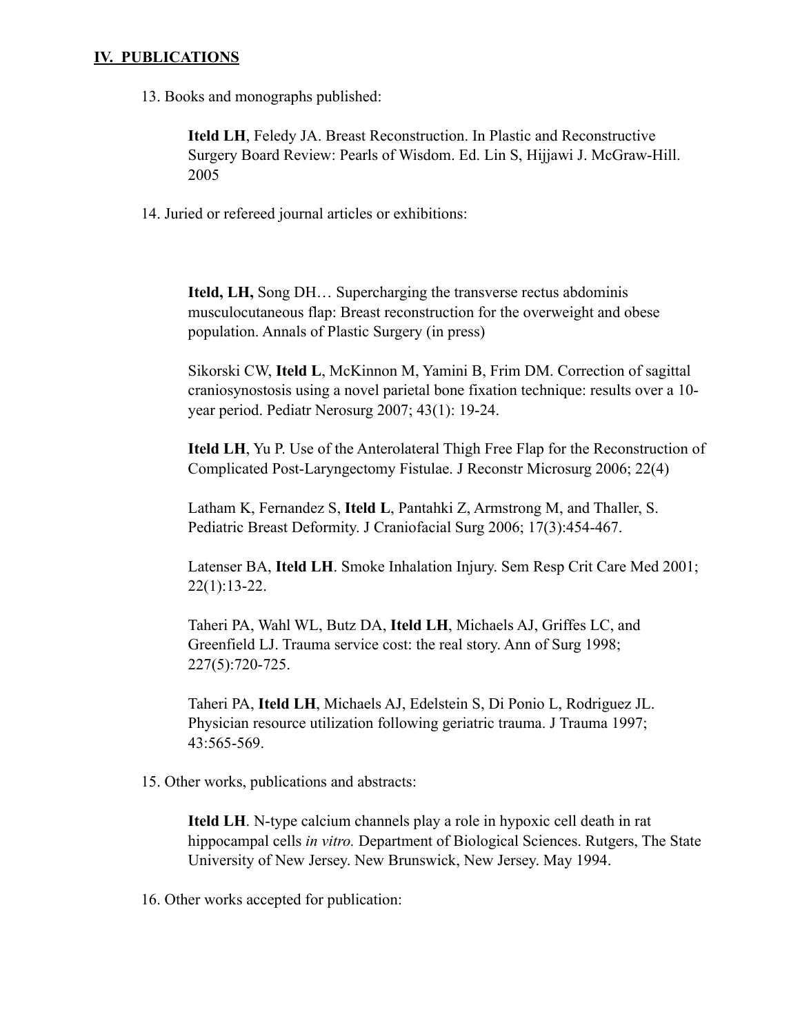## IV. PUBLICATIONS

13. Books and monographs published:

**Iteld LH**, Feledy JA. Breast Reconstruction. In Plastic and Reconstructive Surgery Board Review: Pearls of Wisdom. Ed. Lin S, Hijjawi J. McGraw-Hill. 2005

14. Juried or refereed journal articles or exhibitions:

**Iteld, LH,** Song DH… Supercharging the transverse rectus abdominis musculocutaneous flap: Breast reconstruction for the overweight and obese population. Annals of Plastic Surgery (in press)

Sikorski CW, **Iteld L**, McKinnon M, Yamini B, Frim DM. Correction of sagittal craniosynostosis using a novel parietal bone fixation technique: results over a 10-year period. Pediatr Nerosurg 2007; 43(1): 19-24.

**Iteld LH**, Yu P. Use of the Anterolateral Thigh Free Flap for the Reconstruction of Complicated Post-Laryngectomy Fistulae. J Reconstr Microsurg 2006; 22(4)

Latham K, Fernandez S, **Iteld L**, Pantahki Z, Armstrong M, and Thaller, S. Pediatric Breast Deformity. J Craniofacial Surg 2006; 17(3):454-467.

Latenser BA, **Iteld LH**. Smoke Inhalation Injury. Sem Resp Crit Care Med 2001; 22(1):13-22.

Taheri PA, Wahl WL, Butz DA, **Iteld LH**, Michaels AJ, Griffes LC, and Greenfield LJ. Trauma service cost: the real story. Ann of Surg 1998; 227(5):720-725.

Taheri PA, **Iteld LH**, Michaels AJ, Edelstein S, Di Ponio L, Rodriguez JL. Physician resource utilization following geriatric trauma. J Trauma 1997; 43:565-569.

15. Other works, publications and abstracts:

**Iteld LH**. N-type calcium channels play a role in hypoxic cell death in rat hippocampal cells *in vitro.* Department of Biological Sciences. Rutgers, The State University of New Jersey. New Brunswick, New Jersey. May 1994.

16. Other works accepted for publication: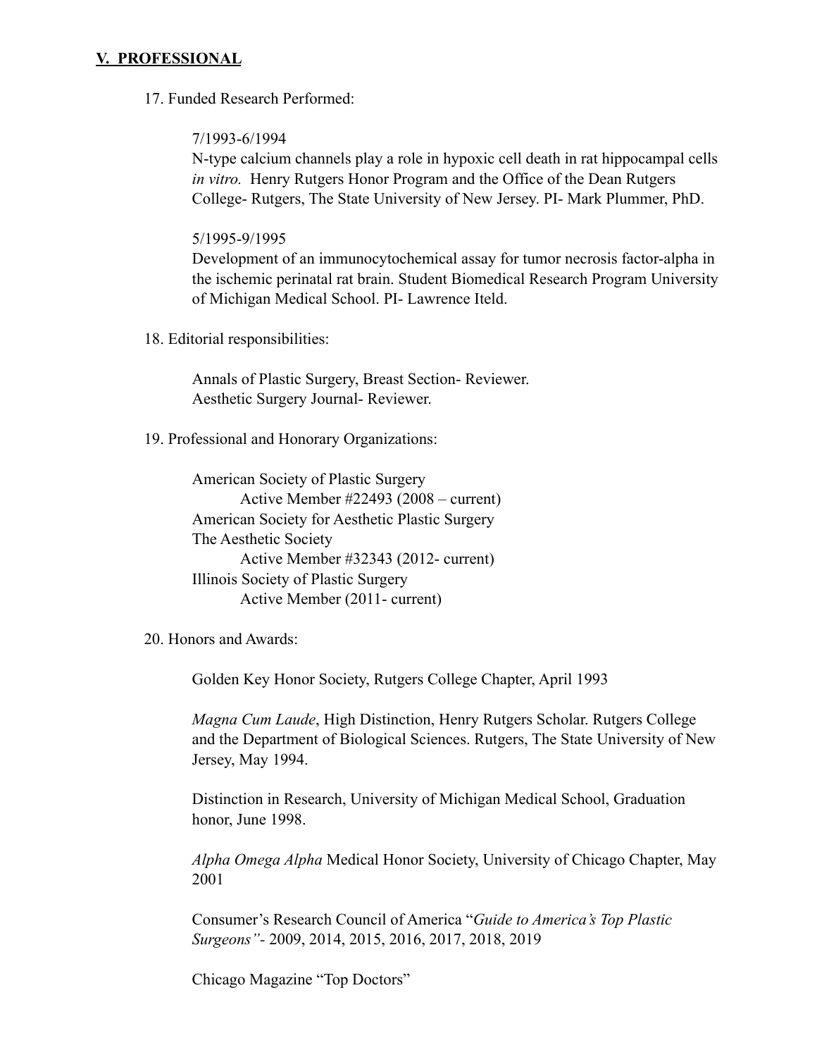## V. PROFESSIONAL

17. Funded Research Performed:

    7/1993-6/1994
    N-type calcium channels play a role in hypoxic cell death in rat hippocampal cells *in vitro.* Henry Rutgers Honor Program and the Office of the Dean Rutgers College- Rutgers, The State University of New Jersey. PI- Mark Plummer, PhD.

    5/1995-9/1995
    Development of an immunocytochemical assay for tumor necrosis factor-alpha in the ischemic perinatal rat brain. Student Biomedical Research Program University of Michigan Medical School. PI- Lawrence Iteld.

18. Editorial responsibilities:

    Annals of Plastic Surgery, Breast Section- Reviewer.
    Aesthetic Surgery Journal- Reviewer.

19. Professional and Honorary Organizations:

    American Society of Plastic Surgery
        Active Member #22493 (2008 – current)
    American Society for Aesthetic Plastic Surgery
    The Aesthetic Society
        Active Member #32343 (2012- current)
    Illinois Society of Plastic Surgery
        Active Member (2011- current)

20. Honors and Awards:

    Golden Key Honor Society, Rutgers College Chapter, April 1993

    *Magna Cum Laude*, High Distinction, Henry Rutgers Scholar. Rutgers College and the Department of Biological Sciences. Rutgers, The State University of New Jersey, May 1994.

    Distinction in Research, University of Michigan Medical School, Graduation honor, June 1998.

    *Alpha Omega Alpha* Medical Honor Society, University of Chicago Chapter, May 2001

    Consumer's Research Council of America "*Guide to America's Top Plastic Surgeons"*- 2009, 2014, 2015, 2016, 2017, 2018, 2019

    Chicago Magazine "Top Doctors"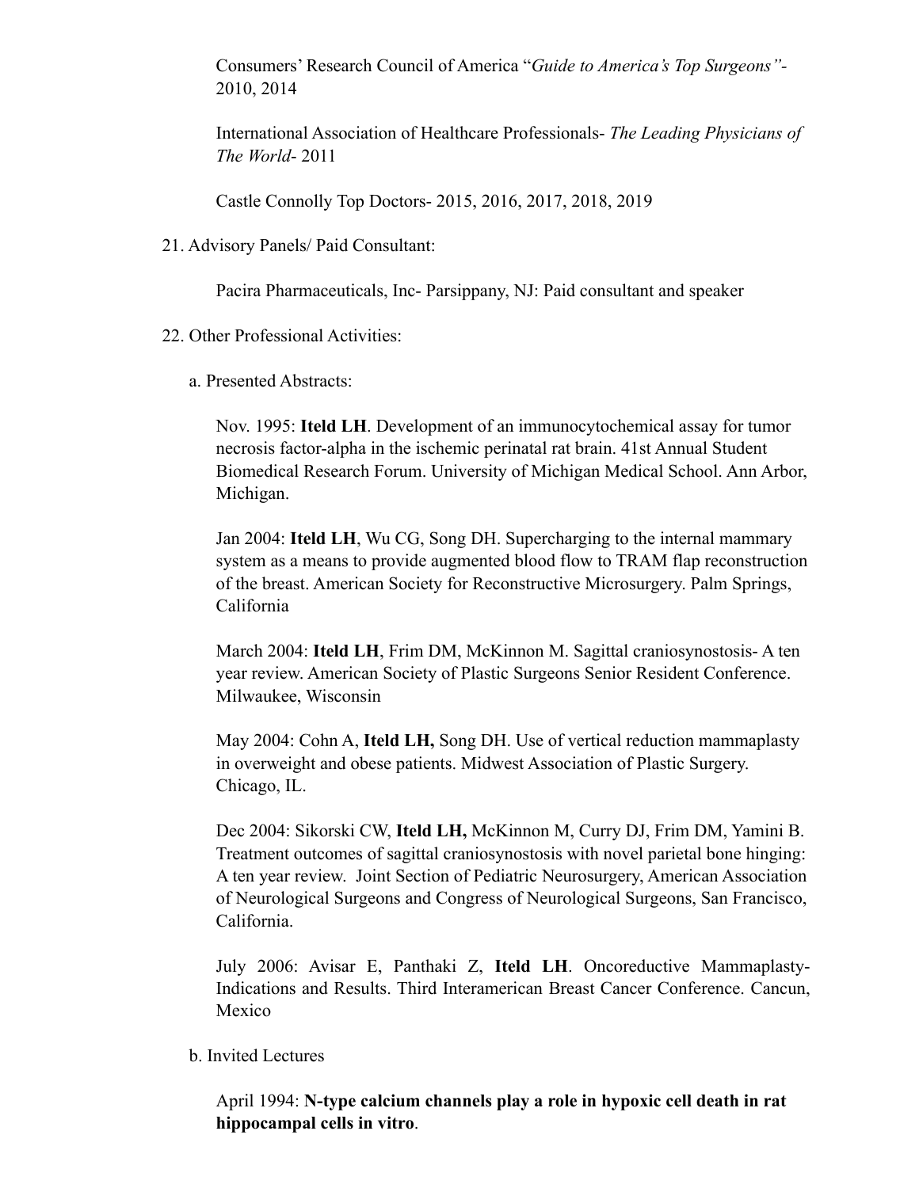Consumers' Research Council of America "*Guide to America's Top Surgeons"*- 2010, 2014

International Association of Healthcare Professionals- *The Leading Physicians of The World*- 2011

Castle Connolly Top Doctors- 2015, 2016, 2017, 2018, 2019

21. Advisory Panels/ Paid Consultant:

    Pacira Pharmaceuticals, Inc- Parsippany, NJ: Paid consultant and speaker

22. Other Professional Activities:

    a. Presented Abstracts:

    Nov. 1995: **Iteld LH**. Development of an immunocytochemical assay for tumor necrosis factor-alpha in the ischemic perinatal rat brain. 41st Annual Student Biomedical Research Forum. University of Michigan Medical School. Ann Arbor, Michigan.

    Jan 2004: **Iteld LH**, Wu CG, Song DH. Supercharging to the internal mammary system as a means to provide augmented blood flow to TRAM flap reconstruction of the breast. American Society for Reconstructive Microsurgery. Palm Springs, California

    March 2004: **Iteld LH**, Frim DM, McKinnon M. Sagittal craniosynostosis- A ten year review. American Society of Plastic Surgeons Senior Resident Conference. Milwaukee, Wisconsin

    May 2004: Cohn A, **Iteld LH,** Song DH. Use of vertical reduction mammaplasty in overweight and obese patients. Midwest Association of Plastic Surgery. Chicago, IL.

    Dec 2004: Sikorski CW, **Iteld LH,** McKinnon M, Curry DJ, Frim DM, Yamini B. Treatment outcomes of sagittal craniosynostosis with novel parietal bone hinging: A ten year review. Joint Section of Pediatric Neurosurgery, American Association of Neurological Surgeons and Congress of Neurological Surgeons, San Francisco, California.

    July 2006: Avisar E, Panthaki Z, **Iteld LH**. Oncoreductive Mammaplasty- Indications and Results. Third Interamerican Breast Cancer Conference. Cancun, Mexico

    b. Invited Lectures

    April 1994: **N-type calcium channels play a role in hypoxic cell death in rat hippocampal cells in vitro**.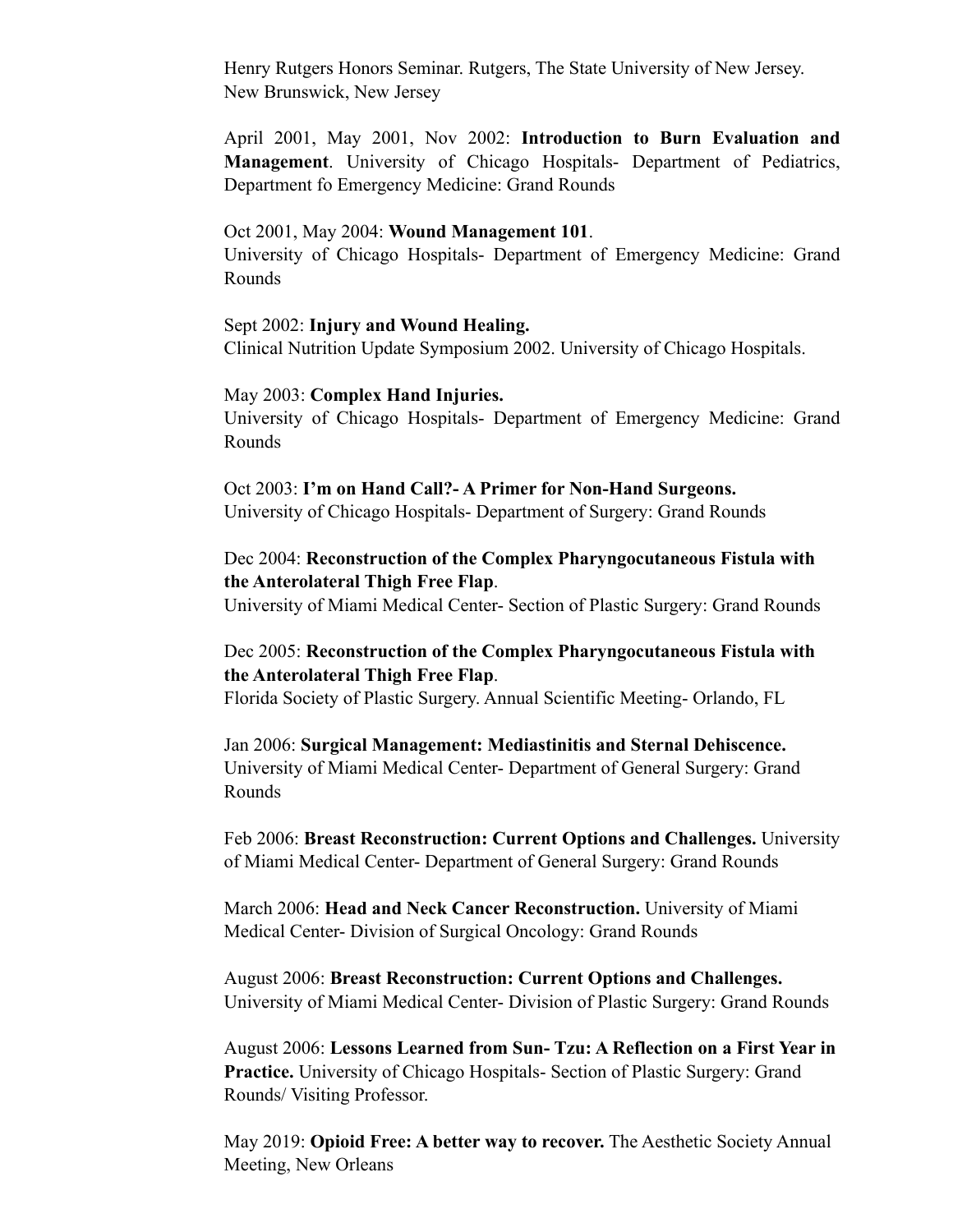Henry Rutgers Honors Seminar. Rutgers, The State University of New Jersey. New Brunswick, New Jersey

April 2001, May 2001, Nov 2002: **Introduction to Burn Evaluation and Management**. University of Chicago Hospitals- Department of Pediatrics, Department fo Emergency Medicine: Grand Rounds

Oct 2001, May 2004: **Wound Management 101**.
University of Chicago Hospitals- Department of Emergency Medicine: Grand Rounds

Sept 2002: **Injury and Wound Healing.**
Clinical Nutrition Update Symposium 2002. University of Chicago Hospitals.

May 2003: **Complex Hand Injuries.**
University of Chicago Hospitals- Department of Emergency Medicine: Grand Rounds

Oct 2003: **I'm on Hand Call?- A Primer for Non-Hand Surgeons.**
University of Chicago Hospitals- Department of Surgery: Grand Rounds

Dec 2004: **Reconstruction of the Complex Pharyngocutaneous Fistula with the Anterolateral Thigh Free Flap**.
University of Miami Medical Center- Section of Plastic Surgery: Grand Rounds

Dec 2005: **Reconstruction of the Complex Pharyngocutaneous Fistula with the Anterolateral Thigh Free Flap**.
Florida Society of Plastic Surgery. Annual Scientific Meeting- Orlando, FL

Jan 2006: **Surgical Management: Mediastinitis and Sternal Dehiscence.**
University of Miami Medical Center- Department of General Surgery: Grand Rounds

Feb 2006: **Breast Reconstruction: Current Options and Challenges.** University of Miami Medical Center- Department of General Surgery: Grand Rounds

March 2006: **Head and Neck Cancer Reconstruction.** University of Miami Medical Center- Division of Surgical Oncology: Grand Rounds

August 2006: **Breast Reconstruction: Current Options and Challenges.**
University of Miami Medical Center- Division of Plastic Surgery: Grand Rounds

August 2006: **Lessons Learned from Sun- Tzu: A Reflection on a First Year in Practice.** University of Chicago Hospitals- Section of Plastic Surgery: Grand Rounds/ Visiting Professor.

May 2019: **Opioid Free: A better way to recover.** The Aesthetic Society Annual Meeting, New Orleans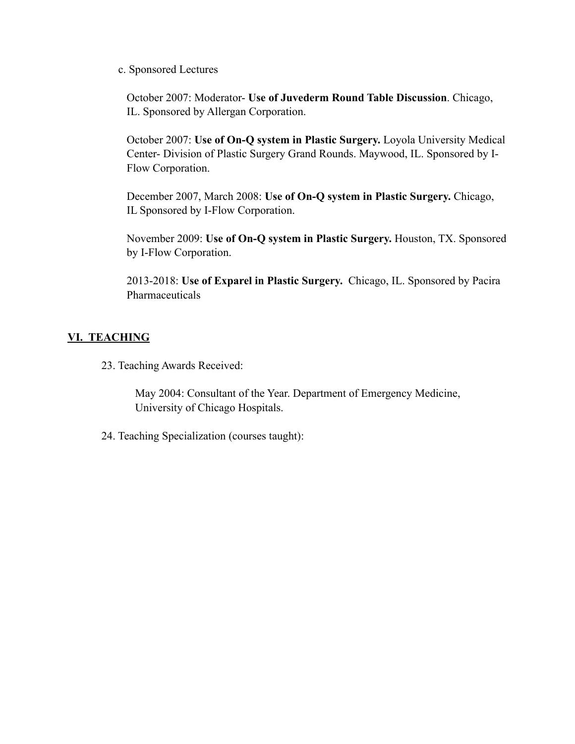c. Sponsored Lectures

October 2007: Moderator- **Use of Juvederm Round Table Discussion**. Chicago, IL. Sponsored by Allergan Corporation.

October 2007: **Use of On-Q system in Plastic Surgery.** Loyola University Medical Center- Division of Plastic Surgery Grand Rounds. Maywood, IL. Sponsored by I-Flow Corporation.

December 2007, March 2008: **Use of On-Q system in Plastic Surgery.** Chicago, IL Sponsored by I-Flow Corporation.

November 2009: **Use of On-Q system in Plastic Surgery.** Houston, TX. Sponsored by I-Flow Corporation.

2013-2018: **Use of Exparel in Plastic Surgery.** Chicago, IL. Sponsored by Pacira Pharmaceuticals

## VI. TEACHING

23. Teaching Awards Received:

May 2004: Consultant of the Year. Department of Emergency Medicine, University of Chicago Hospitals.

24. Teaching Specialization (courses taught):